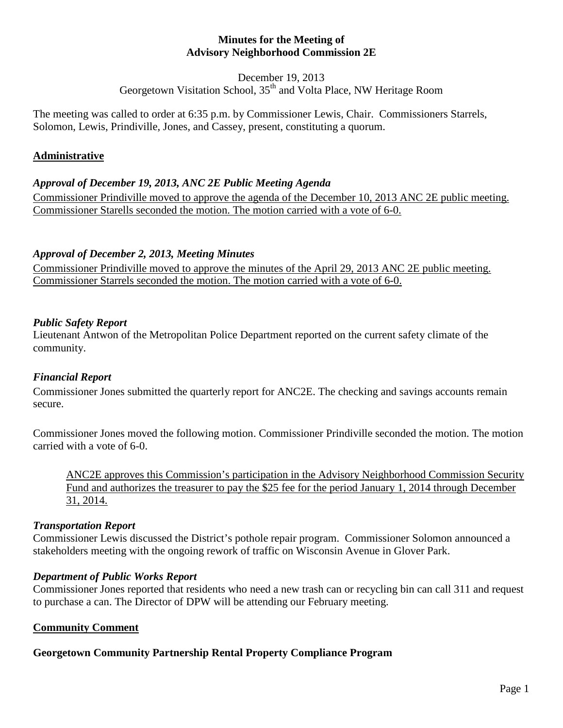**Minutes for the Meeting of**
**Advisory Neighborhood Commission 2E**

December 19, 2013
Georgetown Visitation School, 35th and Volta Place, NW Heritage Room

The meeting was called to order at 6:35 p.m. by Commissioner Lewis, Chair. Commissioners Starrels, Solomon, Lewis, Prindiville, Jones, and Cassey, present, constituting a quorum.

## Administrative

### *Approval of December 19, 2013, ANC 2E Public Meeting Agenda*

Commissioner Prindiville moved to approve the agenda of the December 10, 2013 ANC 2E public meeting. Commissioner Starells seconded the motion. The motion carried with a vote of 6-0.

### *Approval of December 2, 2013, Meeting Minutes*

Commissioner Prindiville moved to approve the minutes of the April 29, 2013 ANC 2E public meeting. Commissioner Starrels seconded the motion. The motion carried with a vote of 6-0.

### *Public Safety Report*

Lieutenant Antwon of the Metropolitan Police Department reported on the current safety climate of the community.

### *Financial Report*

Commissioner Jones submitted the quarterly report for ANC2E. The checking and savings accounts remain secure.

Commissioner Jones moved the following motion. Commissioner Prindiville seconded the motion. The motion carried with a vote of 6-0.

> ANC2E approves this Commission's participation in the Advisory Neighborhood Commission Security Fund and authorizes the treasurer to pay the $25 fee for the period January 1, 2014 through December 31, 2014.

### *Transportation Report*

Commissioner Lewis discussed the District's pothole repair program. Commissioner Solomon announced a stakeholders meeting with the ongoing rework of traffic on Wisconsin Avenue in Glover Park.

### *Department of Public Works Report*

Commissioner Jones reported that residents who need a new trash can or recycling bin can call 311 and request to purchase a can. The Director of DPW will be attending our February meeting.

## Community Comment

### Georgetown Community Partnership Rental Property Compliance Program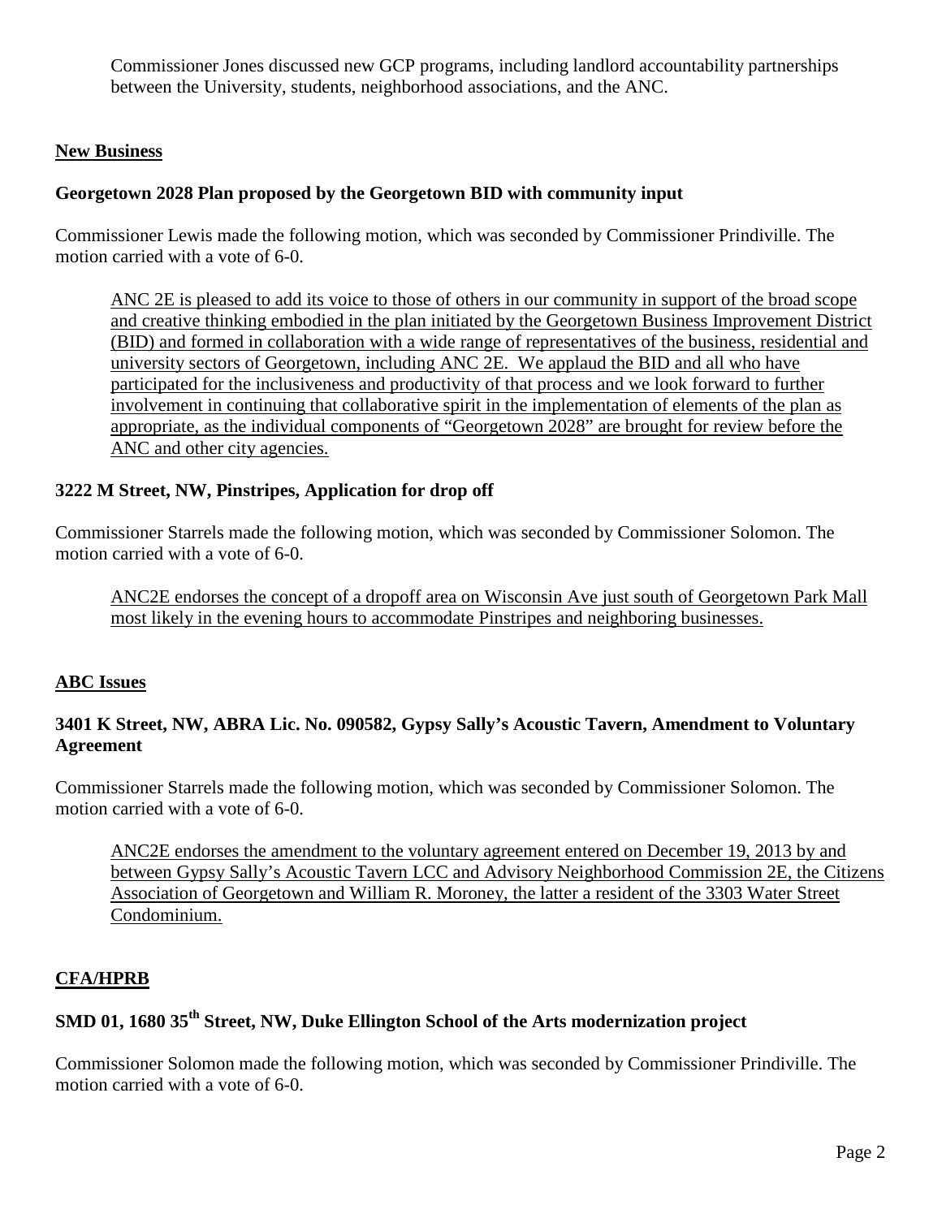Commissioner Jones discussed new GCP programs, including landlord accountability partnerships between the University, students, neighborhood associations, and the ANC.

## New Business

### Georgetown 2028 Plan proposed by the Georgetown BID with community input

Commissioner Lewis made the following motion, which was seconded by Commissioner Prindiville. The motion carried with a vote of 6-0.

> ANC 2E is pleased to add its voice to those of others in our community in support of the broad scope and creative thinking embodied in the plan initiated by the Georgetown Business Improvement District (BID) and formed in collaboration with a wide range of representatives of the business, residential and university sectors of Georgetown, including ANC 2E. We applaud the BID and all who have participated for the inclusiveness and productivity of that process and we look forward to further involvement in continuing that collaborative spirit in the implementation of elements of the plan as appropriate, as the individual components of "Georgetown 2028" are brought for review before the ANC and other city agencies.

### 3222 M Street, NW, Pinstripes, Application for drop off

Commissioner Starrels made the following motion, which was seconded by Commissioner Solomon. The motion carried with a vote of 6-0.

> ANC2E endorses the concept of a dropoff area on Wisconsin Ave just south of Georgetown Park Mall most likely in the evening hours to accommodate Pinstripes and neighboring businesses.

## ABC Issues

### 3401 K Street, NW, ABRA Lic. No. 090582, Gypsy Sally's Acoustic Tavern, Amendment to Voluntary Agreement

Commissioner Starrels made the following motion, which was seconded by Commissioner Solomon. The motion carried with a vote of 6-0.

> ANC2E endorses the amendment to the voluntary agreement entered on December 19, 2013 by and between Gypsy Sally's Acoustic Tavern LCC and Advisory Neighborhood Commission 2E, the Citizens Association of Georgetown and William R. Moroney, the latter a resident of the 3303 Water Street Condominium.

## CFA/HPRB

### SMD 01, 1680 35th Street, NW, Duke Ellington School of the Arts modernization project

Commissioner Solomon made the following motion, which was seconded by Commissioner Prindiville. The motion carried with a vote of 6-0.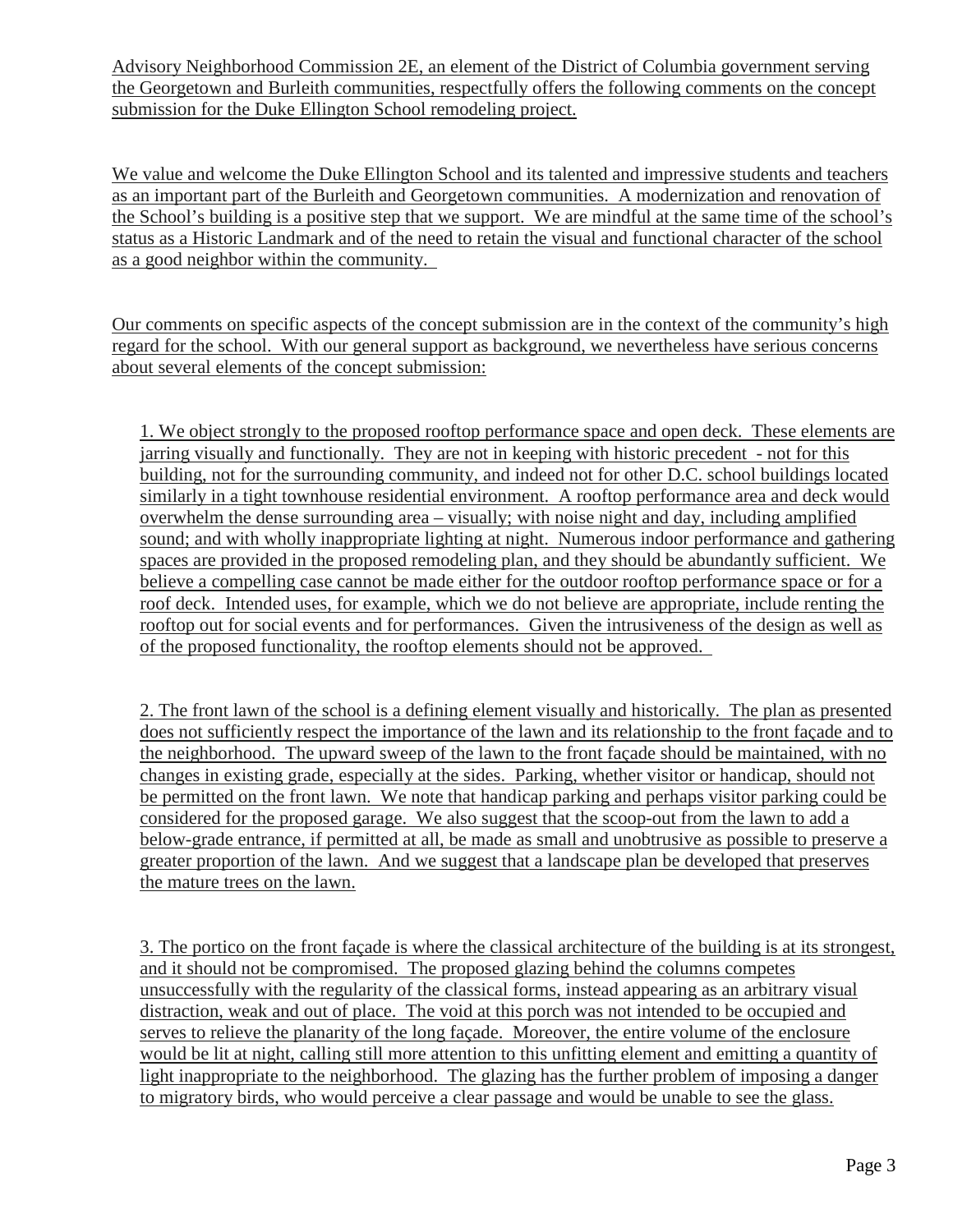Advisory Neighborhood Commission 2E, an element of the District of Columbia government serving the Georgetown and Burleith communities, respectfully offers the following comments on the concept submission for the Duke Ellington School remodeling project.

We value and welcome the Duke Ellington School and its talented and impressive students and teachers as an important part of the Burleith and Georgetown communities. A modernization and renovation of the School's building is a positive step that we support. We are mindful at the same time of the school's status as a Historic Landmark and of the need to retain the visual and functional character of the school as a good neighbor within the community.

Our comments on specific aspects of the concept submission are in the context of the community's high regard for the school. With our general support as background, we nevertheless have serious concerns about several elements of the concept submission:

1. We object strongly to the proposed rooftop performance space and open deck. These elements are jarring visually and functionally. They are not in keeping with historic precedent - not for this building, not for the surrounding community, and indeed not for other D.C. school buildings located similarly in a tight townhouse residential environment. A rooftop performance area and deck would overwhelm the dense surrounding area – visually; with noise night and day, including amplified sound; and with wholly inappropriate lighting at night. Numerous indoor performance and gathering spaces are provided in the proposed remodeling plan, and they should be abundantly sufficient. We believe a compelling case cannot be made either for the outdoor rooftop performance space or for a roof deck. Intended uses, for example, which we do not believe are appropriate, include renting the rooftop out for social events and for performances. Given the intrusiveness of the design as well as of the proposed functionality, the rooftop elements should not be approved.

2. The front lawn of the school is a defining element visually and historically. The plan as presented does not sufficiently respect the importance of the lawn and its relationship to the front façade and to the neighborhood. The upward sweep of the lawn to the front façade should be maintained, with no changes in existing grade, especially at the sides. Parking, whether visitor or handicap, should not be permitted on the front lawn. We note that handicap parking and perhaps visitor parking could be considered for the proposed garage. We also suggest that the scoop-out from the lawn to add a below-grade entrance, if permitted at all, be made as small and unobtrusive as possible to preserve a greater proportion of the lawn. And we suggest that a landscape plan be developed that preserves the mature trees on the lawn.

3. The portico on the front façade is where the classical architecture of the building is at its strongest, and it should not be compromised. The proposed glazing behind the columns competes unsuccessfully with the regularity of the classical forms, instead appearing as an arbitrary visual distraction, weak and out of place. The void at this porch was not intended to be occupied and serves to relieve the planarity of the long façade. Moreover, the entire volume of the enclosure would be lit at night, calling still more attention to this unfitting element and emitting a quantity of light inappropriate to the neighborhood. The glazing has the further problem of imposing a danger to migratory birds, who would perceive a clear passage and would be unable to see the glass.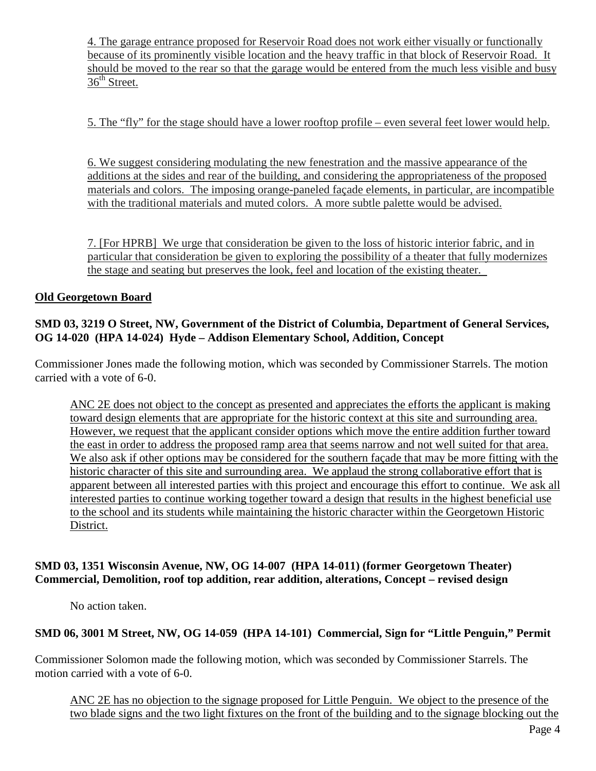4. The garage entrance proposed for Reservoir Road does not work either visually or functionally because of its prominently visible location and the heavy traffic in that block of Reservoir Road. It should be moved to the rear so that the garage would be entered from the much less visible and busy 36th Street.

5. The "fly" for the stage should have a lower rooftop profile – even several feet lower would help.

6. We suggest considering modulating the new fenestration and the massive appearance of the additions at the sides and rear of the building, and considering the appropriateness of the proposed materials and colors. The imposing orange-paneled façade elements, in particular, are incompatible with the traditional materials and muted colors. A more subtle palette would be advised.

7. [For HPRB] We urge that consideration be given to the loss of historic interior fabric, and in particular that consideration be given to exploring the possibility of a theater that fully modernizes the stage and seating but preserves the look, feel and location of the existing theater.

**Old Georgetown Board**

**SMD 03, 3219 O Street, NW, Government of the District of Columbia, Department of General Services, OG 14-020 (HPA 14-024) Hyde – Addison Elementary School, Addition, Concept**

Commissioner Jones made the following motion, which was seconded by Commissioner Starrels. The motion carried with a vote of 6-0.

ANC 2E does not object to the concept as presented and appreciates the efforts the applicant is making toward design elements that are appropriate for the historic context at this site and surrounding area. However, we request that the applicant consider options which move the entire addition further toward the east in order to address the proposed ramp area that seems narrow and not well suited for that area. We also ask if other options may be considered for the southern façade that may be more fitting with the historic character of this site and surrounding area. We applaud the strong collaborative effort that is apparent between all interested parties with this project and encourage this effort to continue. We ask all interested parties to continue working together toward a design that results in the highest beneficial use to the school and its students while maintaining the historic character within the Georgetown Historic District.

**SMD 03, 1351 Wisconsin Avenue, NW, OG 14-007 (HPA 14-011) (former Georgetown Theater) Commercial, Demolition, roof top addition, rear addition, alterations, Concept – revised design**

No action taken.

**SMD 06, 3001 M Street, NW, OG 14-059 (HPA 14-101) Commercial, Sign for "Little Penguin," Permit**

Commissioner Solomon made the following motion, which was seconded by Commissioner Starrels. The motion carried with a vote of 6-0.

ANC 2E has no objection to the signage proposed for Little Penguin. We object to the presence of the two blade signs and the two light fixtures on the front of the building and to the signage blocking out the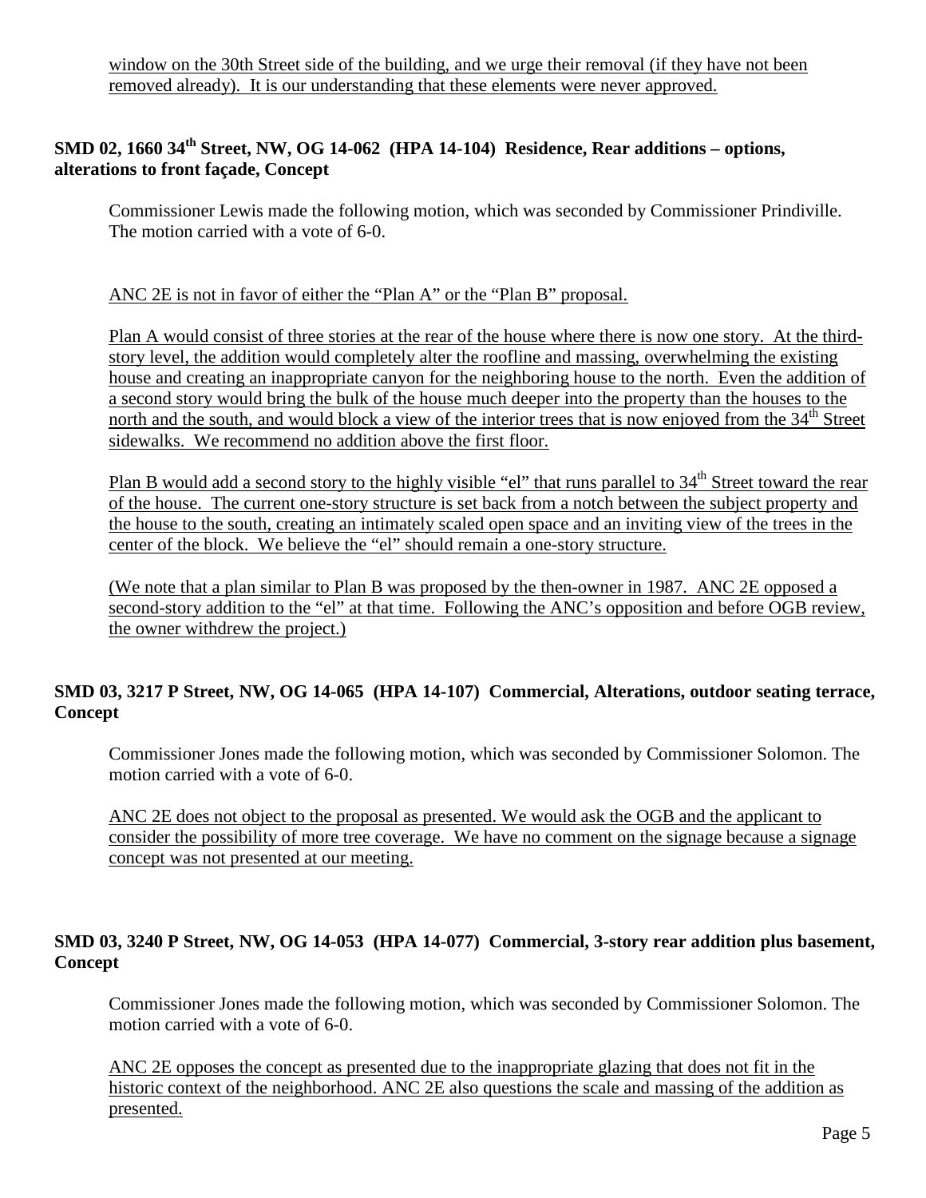window on the 30th Street side of the building, and we urge their removal (if they have not been removed already). It is our understanding that these elements were never approved.

**SMD 02, 1660 34th Street, NW, OG 14-062 (HPA 14-104) Residence, Rear additions – options, alterations to front façade, Concept**

Commissioner Lewis made the following motion, which was seconded by Commissioner Prindiville. The motion carried with a vote of 6-0.

ANC 2E is not in favor of either the "Plan A" or the "Plan B" proposal.

Plan A would consist of three stories at the rear of the house where there is now one story. At the third-story level, the addition would completely alter the roofline and massing, overwhelming the existing house and creating an inappropriate canyon for the neighboring house to the north. Even the addition of a second story would bring the bulk of the house much deeper into the property than the houses to the north and the south, and would block a view of the interior trees that is now enjoyed from the 34th Street sidewalks. We recommend no addition above the first floor.

Plan B would add a second story to the highly visible "el" that runs parallel to 34th Street toward the rear of the house. The current one-story structure is set back from a notch between the subject property and the house to the south, creating an intimately scaled open space and an inviting view of the trees in the center of the block. We believe the "el" should remain a one-story structure.

(We note that a plan similar to Plan B was proposed by the then-owner in 1987. ANC 2E opposed a second-story addition to the "el" at that time. Following the ANC's opposition and before OGB review, the owner withdrew the project.)

**SMD 03, 3217 P Street, NW, OG 14-065 (HPA 14-107) Commercial, Alterations, outdoor seating terrace, Concept**

Commissioner Jones made the following motion, which was seconded by Commissioner Solomon. The motion carried with a vote of 6-0.

ANC 2E does not object to the proposal as presented. We would ask the OGB and the applicant to consider the possibility of more tree coverage. We have no comment on the signage because a signage concept was not presented at our meeting.

**SMD 03, 3240 P Street, NW, OG 14-053 (HPA 14-077) Commercial, 3-story rear addition plus basement, Concept**

Commissioner Jones made the following motion, which was seconded by Commissioner Solomon. The motion carried with a vote of 6-0.

ANC 2E opposes the concept as presented due to the inappropriate glazing that does not fit in the historic context of the neighborhood. ANC 2E also questions the scale and massing of the addition as presented.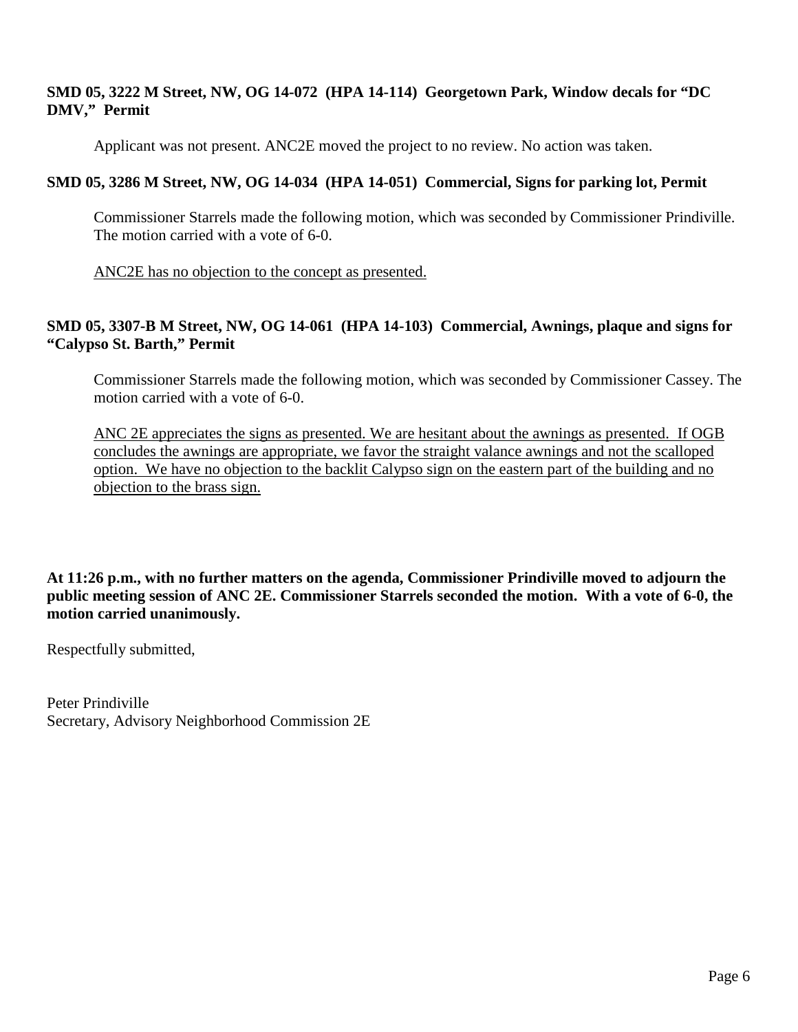**SMD 05, 3222 M Street, NW, OG 14-072 (HPA 14-114) Georgetown Park, Window decals for "DC DMV," Permit**

Applicant was not present. ANC2E moved the project to no review. No action was taken.

**SMD 05, 3286 M Street, NW, OG 14-034 (HPA 14-051) Commercial, Signs for parking lot, Permit**

Commissioner Starrels made the following motion, which was seconded by Commissioner Prindiville. The motion carried with a vote of 6-0.

<u>ANC2E has no objection to the concept as presented.</u>

**SMD 05, 3307-B M Street, NW, OG 14-061 (HPA 14-103) Commercial, Awnings, plaque and signs for "Calypso St. Barth," Permit**

Commissioner Starrels made the following motion, which was seconded by Commissioner Cassey. The motion carried with a vote of 6-0.

<u>ANC 2E appreciates the signs as presented. We are hesitant about the awnings as presented. If OGB concludes the awnings are appropriate, we favor the straight valance awnings and not the scalloped option. We have no objection to the backlit Calypso sign on the eastern part of the building and no objection to the brass sign.</u>

**At 11:26 p.m., with no further matters on the agenda, Commissioner Prindiville moved to adjourn the public meeting session of ANC 2E. Commissioner Starrels seconded the motion. With a vote of 6-0, the motion carried unanimously.**

Respectfully submitted,

Peter Prindiville
Secretary, Advisory Neighborhood Commission 2E